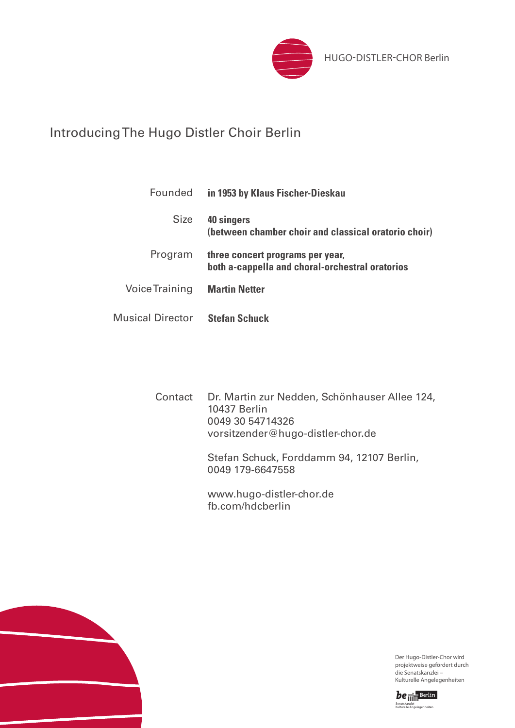HUGO-DISTLER-CHOR Berlin

# Introducing The Hugo Distler Choir Berlin

| | |
|---|---|
| Founded | **in 1953 by Klaus Fischer-Dieskau** |
| Size | **40 singers (between chamber choir and classical oratorio choir)** |
| Program | **three concert programs per year, both a-cappella and choral-orchestral oratorios** |
| Voice Training | **Martin Netter** |
| Musical Director | **Stefan Schuck** |

Contact

Dr. Martin zur Nedden, Schönhauser Allee 124,
10437 Berlin
0049 30 54714326
vorsitzender@hugo-distler-chor.de

Stefan Schuck, Forddamm 94, 12107 Berlin,
0049 179-6647558

www.hugo-distler-chor.de
fb.com/hdcberlin

Der Hugo-Distler-Chor wird projektweise gefördert durch die Senatskanzlei – Kulturelle Angelegenheiten

be Berlin
Senatskanzlei
Kulturelle Angelegenheiten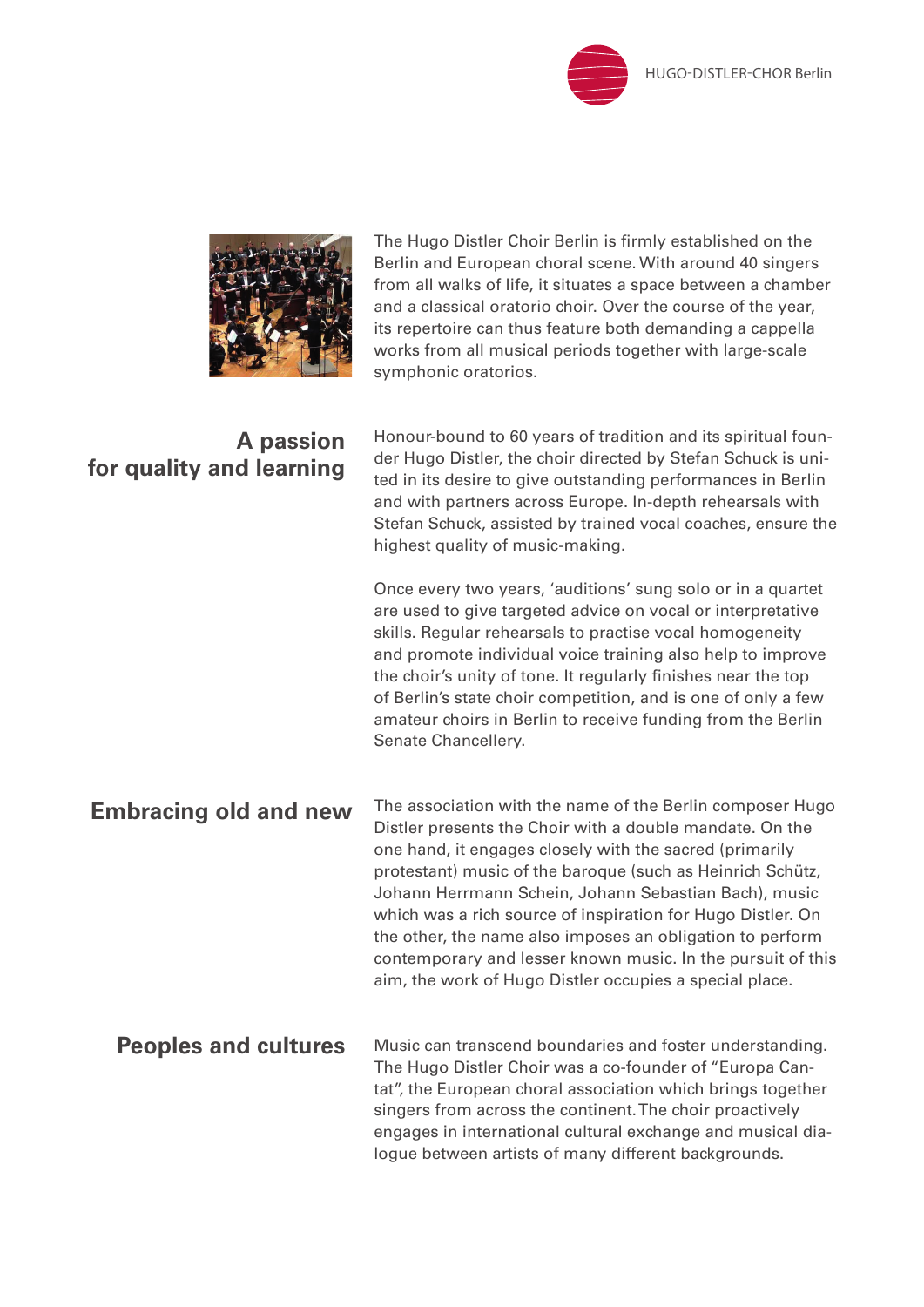The Hugo Distler Choir Berlin is firmly established on the Berlin and European choral scene. With around 40 singers from all walks of life, it situates a space between a chamber and a classical oratorio choir. Over the course of the year, its repertoire can thus feature both demanding a cappella works from all musical periods together with large-scale symphonic oratorios.

## A passion for quality and learning

Honour-bound to 60 years of tradition and its spiritual founder Hugo Distler, the choir directed by Stefan Schuck is united in its desire to give outstanding performances in Berlin and with partners across Europe. In-depth rehearsals with Stefan Schuck, assisted by trained vocal coaches, ensure the highest quality of music-making.

Once every two years, 'auditions' sung solo or in a quartet are used to give targeted advice on vocal or interpretative skills. Regular rehearsals to practise vocal homogeneity and promote individual voice training also help to improve the choir's unity of tone. It regularly finishes near the top of Berlin's state choir competition, and is one of only a few amateur choirs in Berlin to receive funding from the Berlin Senate Chancellery.

## Embracing old and new

The association with the name of the Berlin composer Hugo Distler presents the Choir with a double mandate. On the one hand, it engages closely with the sacred (primarily protestant) music of the baroque (such as Heinrich Schütz, Johann Herrmann Schein, Johann Sebastian Bach), music which was a rich source of inspiration for Hugo Distler. On the other, the name also imposes an obligation to perform contemporary and lesser known music. In the pursuit of this aim, the work of Hugo Distler occupies a special place.

## Peoples and cultures

Music can transcend boundaries and foster understanding. The Hugo Distler Choir was a co-founder of "Europa Cantat", the European choral association which brings together singers from across the continent. The choir proactively engages in international cultural exchange and musical dialogue between artists of many different backgrounds.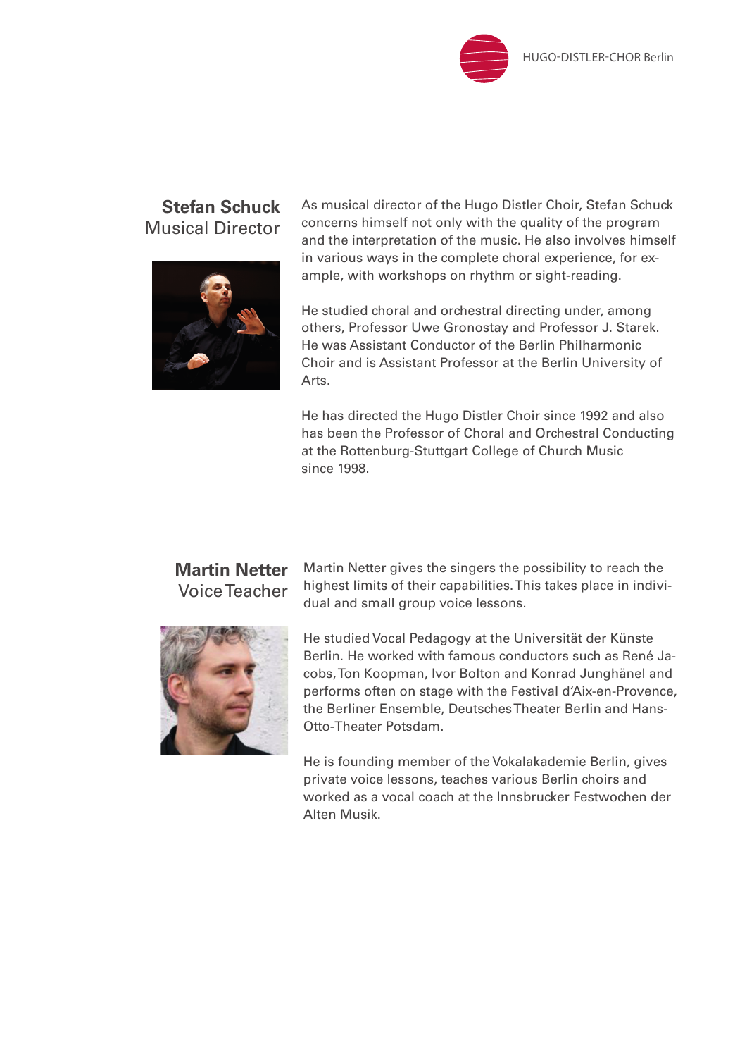## Stefan Schuck
Musical Director

As musical director of the Hugo Distler Choir, Stefan Schuck concerns himself not only with the quality of the program and the interpretation of the music. He also involves himself in various ways in the complete choral experience, for example, with workshops on rhythm or sight-reading.

He studied choral and orchestral directing under, among others, Professor Uwe Gronostay and Professor J. Starek. He was Assistant Conductor of the Berlin Philharmonic Choir and is Assistant Professor at the Berlin University of Arts.

He has directed the Hugo Distler Choir since 1992 and also has been the Professor of Choral and Orchestral Conducting at the Rottenburg-Stuttgart College of Church Music since 1998.

## Martin Netter
Voice Teacher

Martin Netter gives the singers the possibility to reach the highest limits of their capabilities. This takes place in individual and small group voice lessons.

He studied Vocal Pedagogy at the Universität der Künste Berlin. He worked with famous conductors such as René Jacobs, Ton Koopman, Ivor Bolton and Konrad Junghänel and performs often on stage with the Festival d'Aix-en-Provence, the Berliner Ensemble, Deutsches Theater Berlin and Hans-Otto-Theater Potsdam.

He is founding member of the Vokalakademie Berlin, gives private voice lessons, teaches various Berlin choirs and worked as a vocal coach at the Innsbrucker Festwochen der Alten Musik.